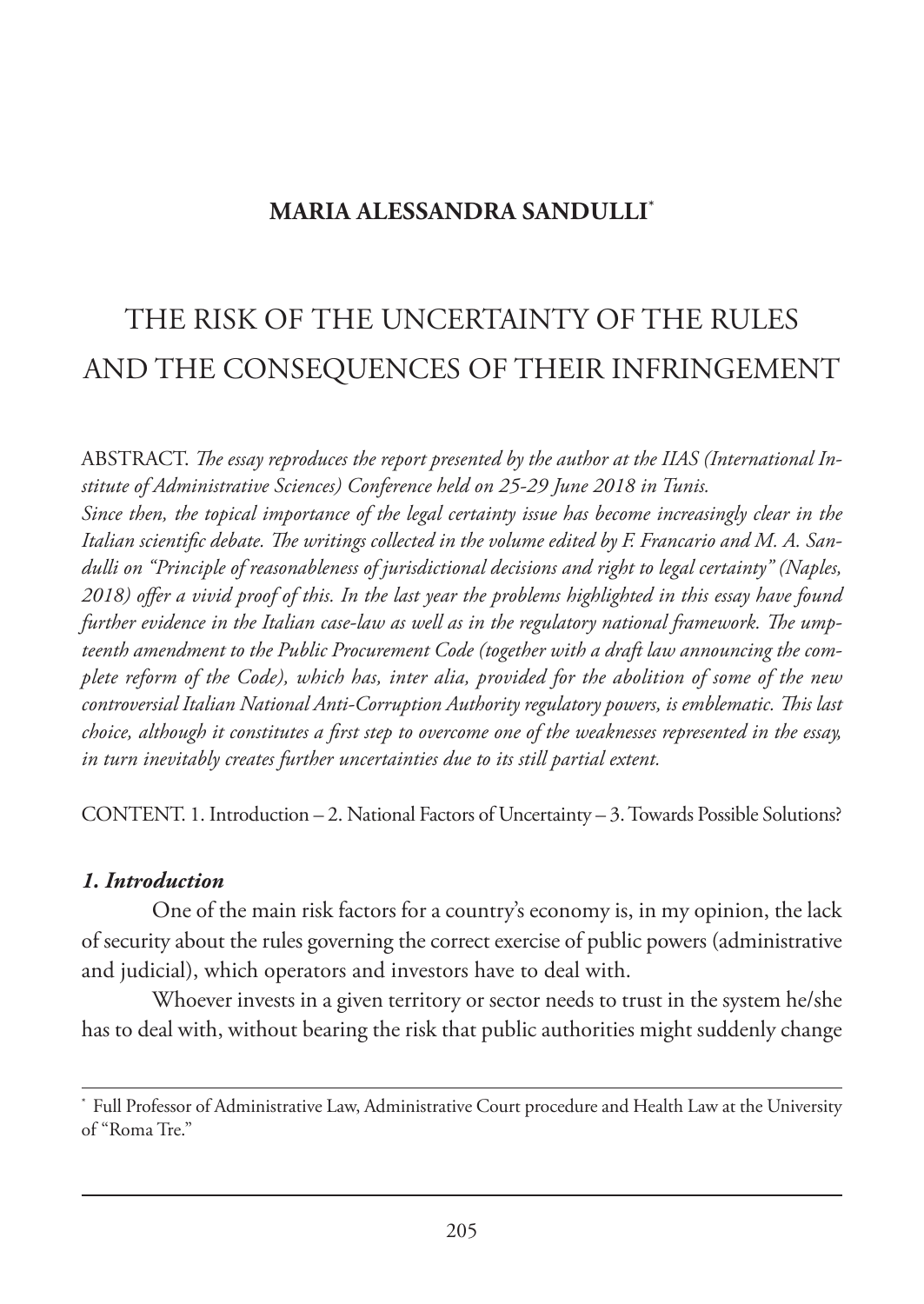**MARIA ALESSANDRA SANDULLI**[*]

# THE RISK OF THE UNCERTAINTY OF THE RULES AND THE CONSEQUENCES OF THEIR INFRINGEMENT

ABSTRACT. *The essay reproduces the report presented by the author at the IIAS (International Institute of Administrative Sciences) Conference held on 25-29 June 2018 in Tunis.*
*Since then, the topical importance of the legal certainty issue has become increasingly clear in the Italian scientific debate. The writings collected in the volume edited by F. Francario and M. A. Sandulli on "Principle of reasonableness of jurisdictional decisions and right to legal certainty" (Naples, 2018) offer a vivid proof of this. In the last year the problems highlighted in this essay have found further evidence in the Italian case-law as well as in the regulatory national framework. The umpteenth amendment to the Public Procurement Code (together with a draft law announcing the complete reform of the Code), which has, inter alia, provided for the abolition of some of the new controversial Italian National Anti-Corruption Authority regulatory powers, is emblematic. This last choice, although it constitutes a first step to overcome one of the weaknesses represented in the essay, in turn inevitably creates further uncertainties due to its still partial extent.*

CONTENT. 1. Introduction – 2. National Factors of Uncertainty – 3. Towards Possible Solutions?

### *1. Introduction*

One of the main risk factors for a country's economy is, in my opinion, the lack of security about the rules governing the correct exercise of public powers (administrative and judicial), which operators and investors have to deal with.

Whoever invests in a given territory or sector needs to trust in the system he/she has to deal with, without bearing the risk that public authorities might suddenly change

[*] Full Professor of Administrative Law, Administrative Court procedure and Health Law at the University of "Roma Tre."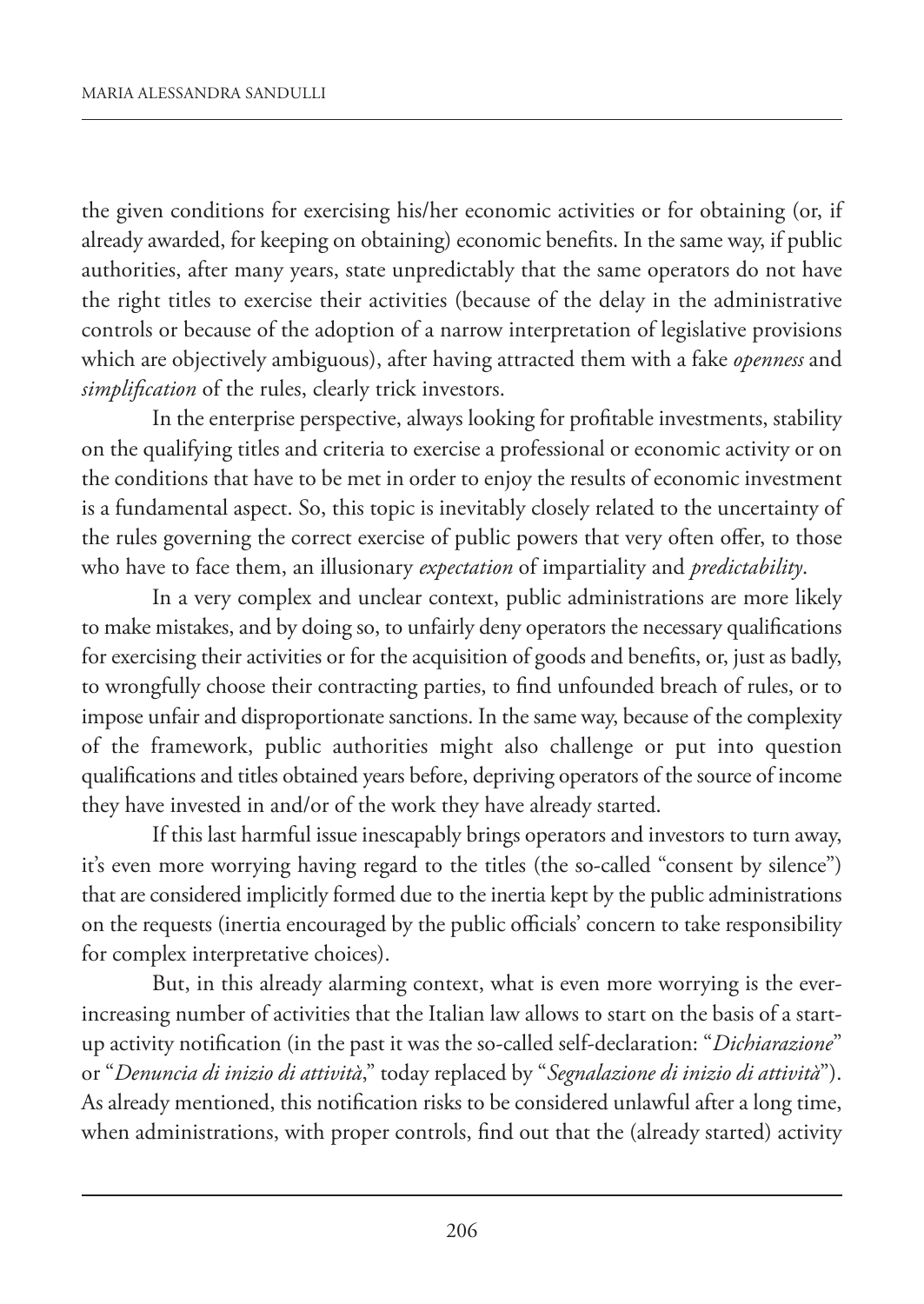the given conditions for exercising his/her economic activities or for obtaining (or, if already awarded, for keeping on obtaining) economic benefits. In the same way, if public authorities, after many years, state unpredictably that the same operators do not have the right titles to exercise their activities (because of the delay in the administrative controls or because of the adoption of a narrow interpretation of legislative provisions which are objectively ambiguous), after having attracted them with a fake *openness* and *simplification* of the rules, clearly trick investors.

In the enterprise perspective, always looking for profitable investments, stability on the qualifying titles and criteria to exercise a professional or economic activity or on the conditions that have to be met in order to enjoy the results of economic investment is a fundamental aspect. So, this topic is inevitably closely related to the uncertainty of the rules governing the correct exercise of public powers that very often offer, to those who have to face them, an illusionary *expectation* of impartiality and *predictability*.

In a very complex and unclear context, public administrations are more likely to make mistakes, and by doing so, to unfairly deny operators the necessary qualifications for exercising their activities or for the acquisition of goods and benefits, or, just as badly, to wrongfully choose their contracting parties, to find unfounded breach of rules, or to impose unfair and disproportionate sanctions. In the same way, because of the complexity of the framework, public authorities might also challenge or put into question qualifications and titles obtained years before, depriving operators of the source of income they have invested in and/or of the work they have already started.

If this last harmful issue inescapably brings operators and investors to turn away, it's even more worrying having regard to the titles (the so-called "consent by silence") that are considered implicitly formed due to the inertia kept by the public administrations on the requests (inertia encouraged by the public officials' concern to take responsibility for complex interpretative choices).

But, in this already alarming context, what is even more worrying is the ever-increasing number of activities that the Italian law allows to start on the basis of a start-up activity notification (in the past it was the so-called self-declaration: "*Dichiarazione*" or "*Denuncia di inizio di attività*," today replaced by "*Segnalazione di inizio di attività*"). As already mentioned, this notification risks to be considered unlawful after a long time, when administrations, with proper controls, find out that the (already started) activity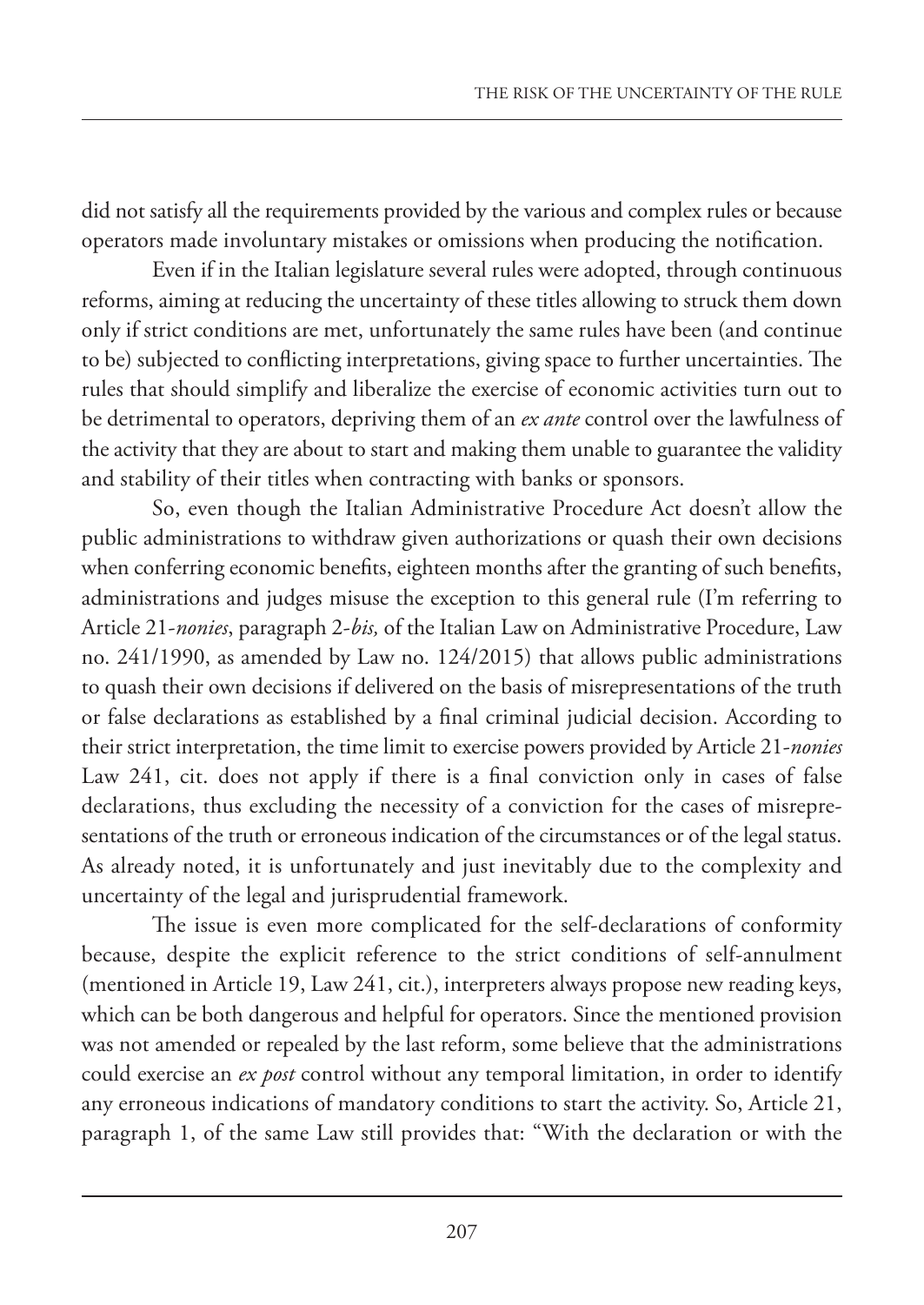did not satisfy all the requirements provided by the various and complex rules or because operators made involuntary mistakes or omissions when producing the notification.

Even if in the Italian legislature several rules were adopted, through continuous reforms, aiming at reducing the uncertainty of these titles allowing to struck them down only if strict conditions are met, unfortunately the same rules have been (and continue to be) subjected to conflicting interpretations, giving space to further uncertainties. The rules that should simplify and liberalize the exercise of economic activities turn out to be detrimental to operators, depriving them of an *ex ante* control over the lawfulness of the activity that they are about to start and making them unable to guarantee the validity and stability of their titles when contracting with banks or sponsors.

So, even though the Italian Administrative Procedure Act doesn't allow the public administrations to withdraw given authorizations or quash their own decisions when conferring economic benefits, eighteen months after the granting of such benefits, administrations and judges misuse the exception to this general rule (I'm referring to Article 21-*nonies*, paragraph 2-*bis,* of the Italian Law on Administrative Procedure, Law no. 241/1990, as amended by Law no. 124/2015) that allows public administrations to quash their own decisions if delivered on the basis of misrepresentations of the truth or false declarations as established by a final criminal judicial decision. According to their strict interpretation, the time limit to exercise powers provided by Article 21-*nonies* Law 241, cit. does not apply if there is a final conviction only in cases of false declarations, thus excluding the necessity of a conviction for the cases of misrepresentations of the truth or erroneous indication of the circumstances or of the legal status. As already noted, it is unfortunately and just inevitably due to the complexity and uncertainty of the legal and jurisprudential framework.

The issue is even more complicated for the self-declarations of conformity because, despite the explicit reference to the strict conditions of self-annulment (mentioned in Article 19, Law 241, cit.), interpreters always propose new reading keys, which can be both dangerous and helpful for operators. Since the mentioned provision was not amended or repealed by the last reform, some believe that the administrations could exercise an *ex post* control without any temporal limitation, in order to identify any erroneous indications of mandatory conditions to start the activity. So, Article 21, paragraph 1, of the same Law still provides that: "With the declaration or with the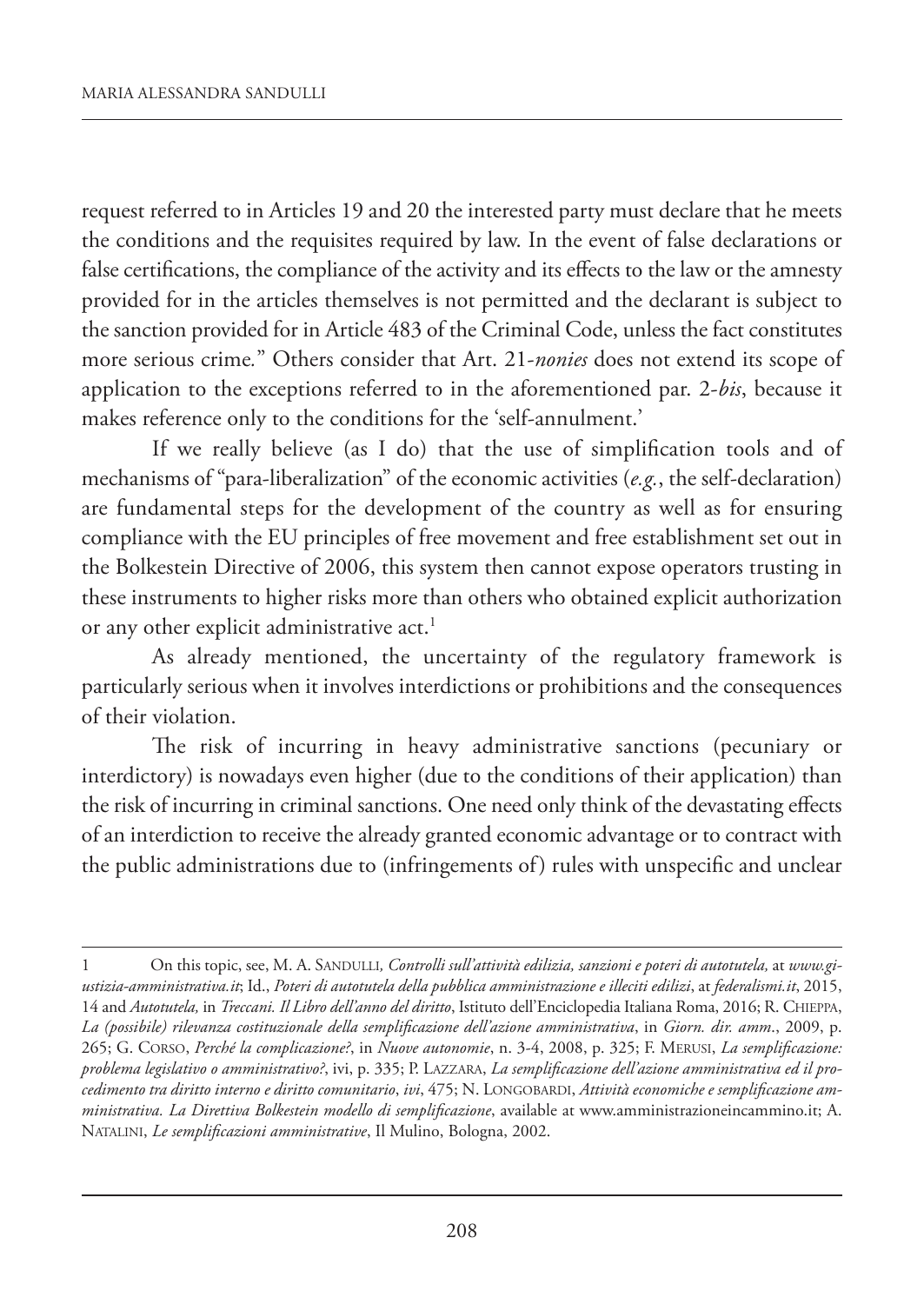request referred to in Articles 19 and 20 the interested party must declare that he meets the conditions and the requisites required by law. In the event of false declarations or false certifications, the compliance of the activity and its effects to the law or the amnesty provided for in the articles themselves is not permitted and the declarant is subject to the sanction provided for in Article 483 of the Criminal Code, unless the fact constitutes more serious crime*.*" Others consider that Art. 21-*nonies* does not extend its scope of application to the exceptions referred to in the aforementioned par. 2-*bis*, because it makes reference only to the conditions for the 'self-annulment.'

If we really believe (as I do) that the use of simplification tools and of mechanisms of "para-liberalization" of the economic activities (*e.g.*, the self-declaration) are fundamental steps for the development of the country as well as for ensuring compliance with the EU principles of free movement and free establishment set out in the Bolkestein Directive of 2006, this system then cannot expose operators trusting in these instruments to higher risks more than others who obtained explicit authorization or any other explicit administrative act.[1]

As already mentioned, the uncertainty of the regulatory framework is particularly serious when it involves interdictions or prohibitions and the consequences of their violation.

The risk of incurring in heavy administrative sanctions (pecuniary or interdictory) is nowadays even higher (due to the conditions of their application) than the risk of incurring in criminal sanctions. One need only think of the devastating effects of an interdiction to receive the already granted economic advantage or to contract with the public administrations due to (infringements of) rules with unspecific and unclear

---

1 On this topic, see, M. A. Sandulli*, Controlli sull'attività edilizia, sanzioni e poteri di autotutela,* at *www.giustizia-amministrativa.it*; Id., *Poteri di autotutela della pubblica amministrazione e illeciti edilizi*, at *federalismi.it*, 2015, 14 and *Autotutela,* in *Treccani. Il Libro dell'anno del diritto*, Istituto dell'Enciclopedia Italiana Roma, 2016; R. Chieppa, *La (possibile) rilevanza costituzionale della semplificazione dell'azione amministrativa*, in *Giorn. dir. amm*., 2009, p. 265; G. Corso, *Perché la complicazione?*, in *Nuove autonomie*, n. 3-4, 2008, p. 325; F. Merusi, *La semplificazione: problema legislativo o amministrativo?*, ivi, p. 335; P. Lazzara, *La semplificazione dell'azione amministrativa ed il procedimento tra diritto interno e diritto comunitario*, *ivi*, 475; N. Longobardi, *Attività economiche e semplificazione amministrativa. La Direttiva Bolkestein modello di semplificazione*, available at www.amministrazioneincammino.it; A. Natalini, *Le semplificazioni amministrative*, Il Mulino, Bologna, 2002.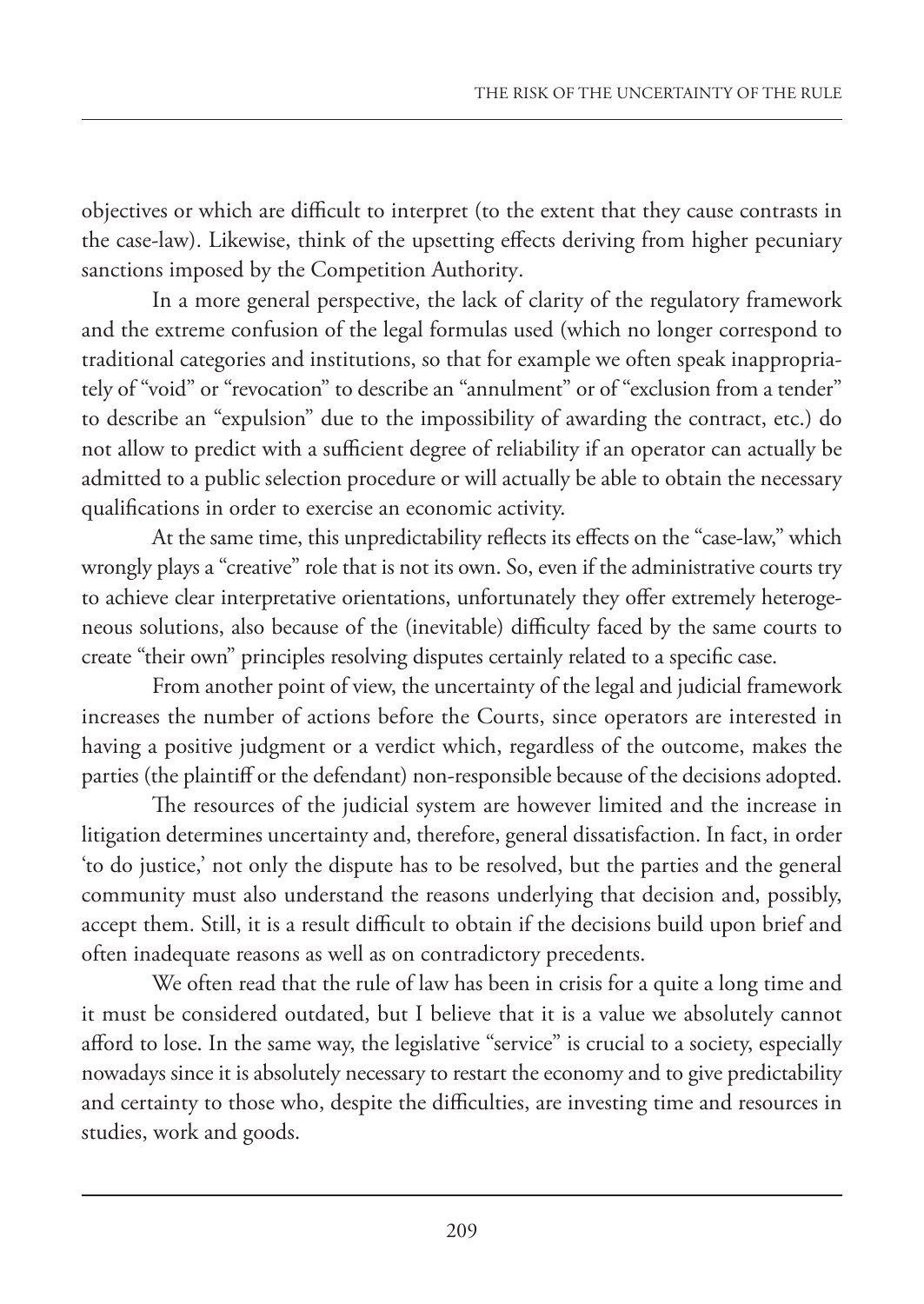objectives or which are difficult to interpret (to the extent that they cause contrasts in the case-law). Likewise, think of the upsetting effects deriving from higher pecuniary sanctions imposed by the Competition Authority.

In a more general perspective, the lack of clarity of the regulatory framework and the extreme confusion of the legal formulas used (which no longer correspond to traditional categories and institutions, so that for example we often speak inappropriately of "void" or "revocation" to describe an "annulment" or of "exclusion from a tender" to describe an "expulsion" due to the impossibility of awarding the contract, etc.) do not allow to predict with a sufficient degree of reliability if an operator can actually be admitted to a public selection procedure or will actually be able to obtain the necessary qualifications in order to exercise an economic activity.

At the same time, this unpredictability reflects its effects on the "case-law," which wrongly plays a "creative" role that is not its own. So, even if the administrative courts try to achieve clear interpretative orientations, unfortunately they offer extremely heterogeneous solutions, also because of the (inevitable) difficulty faced by the same courts to create "their own" principles resolving disputes certainly related to a specific case.

From another point of view, the uncertainty of the legal and judicial framework increases the number of actions before the Courts, since operators are interested in having a positive judgment or a verdict which, regardless of the outcome, makes the parties (the plaintiff or the defendant) non-responsible because of the decisions adopted.

The resources of the judicial system are however limited and the increase in litigation determines uncertainty and, therefore, general dissatisfaction. In fact, in order 'to do justice,' not only the dispute has to be resolved, but the parties and the general community must also understand the reasons underlying that decision and, possibly, accept them. Still, it is a result difficult to obtain if the decisions build upon brief and often inadequate reasons as well as on contradictory precedents.

We often read that the rule of law has been in crisis for a quite a long time and it must be considered outdated, but I believe that it is a value we absolutely cannot afford to lose. In the same way, the legislative "service" is crucial to a society, especially nowadays since it is absolutely necessary to restart the economy and to give predictability and certainty to those who, despite the difficulties, are investing time and resources in studies, work and goods.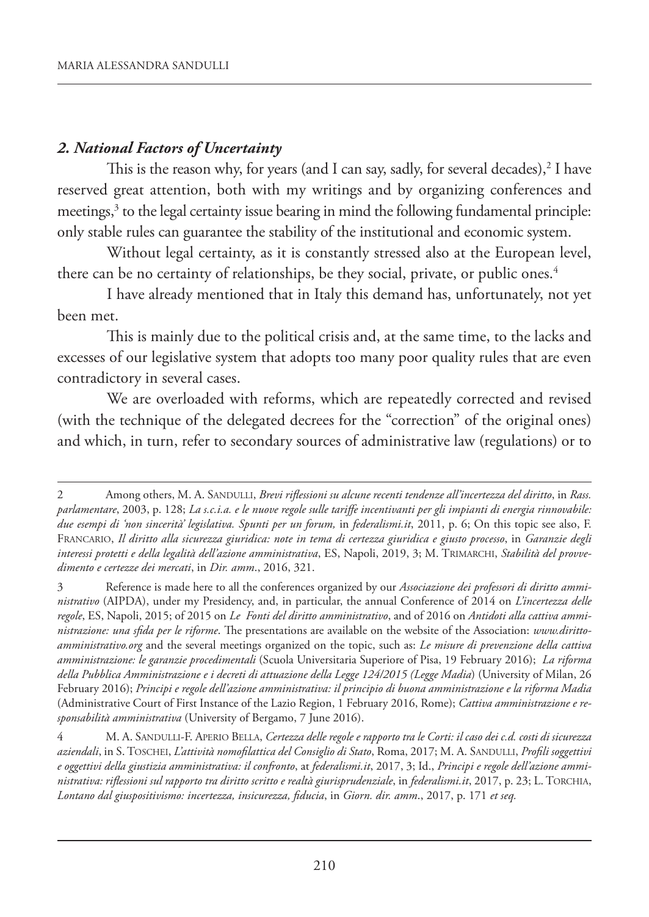## *2. National Factors of Uncertainty*

This is the reason why, for years (and I can say, sadly, for several decades),[2] I have reserved great attention, both with my writings and by organizing conferences and meetings,[3] to the legal certainty issue bearing in mind the following fundamental principle: only stable rules can guarantee the stability of the institutional and economic system.

Without legal certainty, as it is constantly stressed also at the European level, there can be no certainty of relationships, be they social, private, or public ones.[4]

I have already mentioned that in Italy this demand has, unfortunately, not yet been met.

This is mainly due to the political crisis and, at the same time, to the lacks and excesses of our legislative system that adopts too many poor quality rules that are even contradictory in several cases.

We are overloaded with reforms, which are repeatedly corrected and revised (with the technique of the delegated decrees for the "correction" of the original ones) and which, in turn, refer to secondary sources of administrative law (regulations) or to

---

2 Among others, M. A. Sandulli, *Brevi riflessioni su alcune recenti tendenze all'incertezza del diritto*, in *Rass. parlamentare*, 2003, p. 128; *La s.c.i.a. e le nuove regole sulle tariffe incentivanti per gli impianti di energia rinnovabile: due esempi di 'non sincerità' legislativa. Spunti per un forum,* in *federalismi.it*, 2011, p. 6; On this topic see also, F. Francario, *Il diritto alla sicurezza giuridica: note in tema di certezza giuridica e giusto processo*, in *Garanzie degli interessi protetti e della legalità dell'azione amministrativa*, ES, Napoli, 2019, 3; M. Trimarchi, *Stabilità del provvedimento e certezze dei mercati*, in *Dir. amm*., 2016, 321.

3 Reference is made here to all the conferences organized by our *Associazione dei professori di diritto amministrativo* (AIPDA), under my Presidency, and, in particular, the annual Conference of 2014 on *L'incertezza delle regole*, ES, Napoli, 2015; of 2015 on *Le Fonti del diritto amministrativo*, and of 2016 on *Antidoti alla cattiva amministrazione: una sfida per le riforme*. The presentations are available on the website of the Association: *www.diritto-amministrativo.org* and the several meetings organized on the topic, such as: *Le misure di prevenzione della cattiva amministrazione: le garanzie procedimentali* (Scuola Universitaria Superiore of Pisa, 19 February 2016); *La riforma della Pubblica Amministrazione e i decreti di attuazione della Legge 124/2015 (Legge Madia*) (University of Milan, 26 February 2016); *Principi e regole dell'azione amministrativa: il principio di buona amministrazione e la riforma Madia* (Administrative Court of First Instance of the Lazio Region, 1 February 2016, Rome); *Cattiva amministrazione e responsabilità amministrativa* (University of Bergamo, 7 June 2016).

4 M. A. Sandulli-F. Aperio Bella, *Certezza delle regole e rapporto tra le Corti: il caso dei c.d. costi di sicurezza aziendali*, in S. Toschei, *L'attività nomofilattica del Consiglio di Stato*, Roma, 2017; M. A. Sandulli, *Profili soggettivi e oggettivi della giustizia amministrativa: il confronto*, at *federalismi.it*, 2017, 3; Id., *Principi e regole dell'azione amministrativa: riflessioni sul rapporto tra diritto scritto e realtà giurisprudenziale*, in *federalismi.it*, 2017, p. 23; L. Torchia, *Lontano dal giuspositivismo: incertezza, insicurezza, fiducia*, in *Giorn. dir. amm*., 2017, p. 171 *et seq.*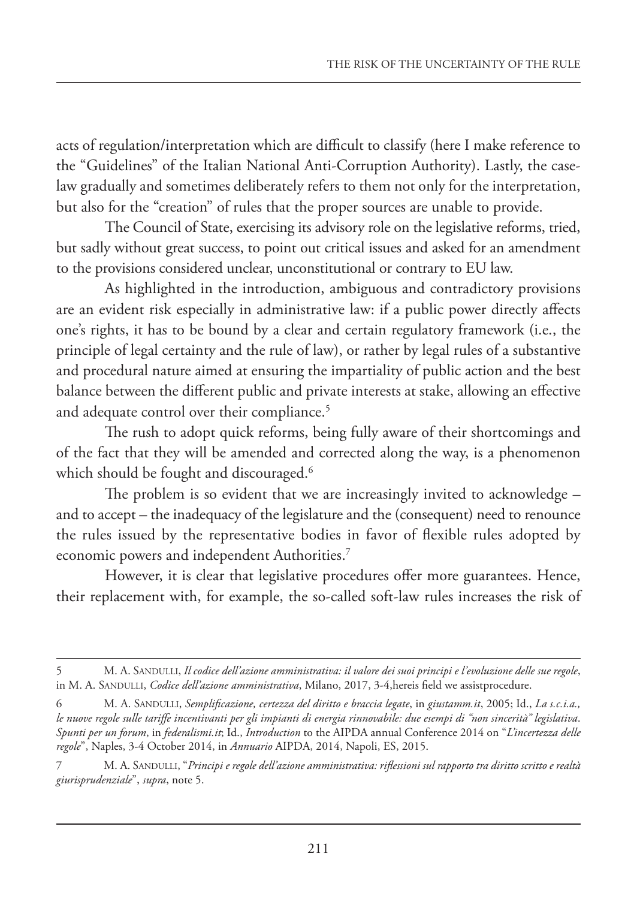acts of regulation/interpretation which are difficult to classify (here I make reference to the "Guidelines" of the Italian National Anti-Corruption Authority). Lastly, the case-law gradually and sometimes deliberately refers to them not only for the interpretation, but also for the "creation" of rules that the proper sources are unable to provide.

The Council of State, exercising its advisory role on the legislative reforms, tried, but sadly without great success, to point out critical issues and asked for an amendment to the provisions considered unclear, unconstitutional or contrary to EU law.

As highlighted in the introduction, ambiguous and contradictory provisions are an evident risk especially in administrative law: if a public power directly affects one's rights, it has to be bound by a clear and certain regulatory framework (i.e., the principle of legal certainty and the rule of law), or rather by legal rules of a substantive and procedural nature aimed at ensuring the impartiality of public action and the best balance between the different public and private interests at stake, allowing an effective and adequate control over their compliance.[5]

The rush to adopt quick reforms, being fully aware of their shortcomings and of the fact that they will be amended and corrected along the way, is a phenomenon which should be fought and discouraged.[6]

The problem is so evident that we are increasingly invited to acknowledge – and to accept – the inadequacy of the legislature and the (consequent) need to renounce the rules issued by the representative bodies in favor of flexible rules adopted by economic powers and independent Authorities.[7]

However, it is clear that legislative procedures offer more guarantees. Hence, their replacement with, for example, the so-called soft-law rules increases the risk of

---

5 M. A. Sandulli, *Il codice dell'azione amministrativa: il valore dei suoi principi e l'evoluzione delle sue regole*, in M. A. Sandulli, *Codice dell'azione amministrativa*, Milano, 2017, 3-4,hereis field we assistprocedure.

6 M. A. Sandulli, *Semplificazione, certezza del diritto e braccia legate*, in *giustamm.it*, 2005; Id., *La s.c.i.a., le nuove regole sulle tariffe incentivanti per gli impianti di energia rinnovabile: due esempi di "non sincerità" legislativa. Spunti per un forum*, in *federalismi.it*; Id., *Introduction* to the AIPDA annual Conference 2014 on "*L'incertezza delle regole*", Naples, 3-4 October 2014, in *Annuario* AIPDA, 2014, Napoli, ES, 2015.

7 M. A. Sandulli, "*Principi e regole dell'azione amministrativa: riflessioni sul rapporto tra diritto scritto e realtà giurisprudenziale*", *supra*, note 5.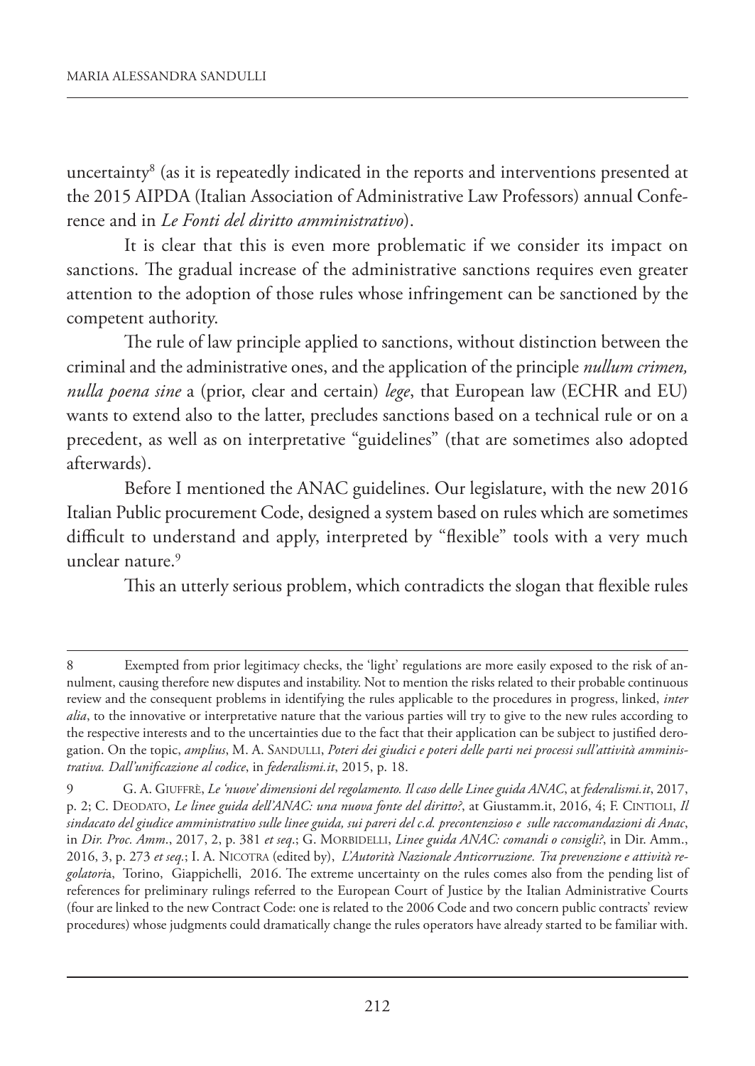uncertainty[8] (as it is repeatedly indicated in the reports and interventions presented at the 2015 AIPDA (Italian Association of Administrative Law Professors) annual Conference and in *Le Fonti del diritto amministrativo*).

It is clear that this is even more problematic if we consider its impact on sanctions. The gradual increase of the administrative sanctions requires even greater attention to the adoption of those rules whose infringement can be sanctioned by the competent authority.

The rule of law principle applied to sanctions, without distinction between the criminal and the administrative ones, and the application of the principle *nullum crimen, nulla poena sine* a (prior, clear and certain) *lege*, that European law (ECHR and EU) wants to extend also to the latter, precludes sanctions based on a technical rule or on a precedent, as well as on interpretative "guidelines" (that are sometimes also adopted afterwards).

Before I mentioned the ANAC guidelines. Our legislature, with the new 2016 Italian Public procurement Code, designed a system based on rules which are sometimes difficult to understand and apply, interpreted by "flexible" tools with a very much unclear nature.[9]

This an utterly serious problem, which contradicts the slogan that flexible rules

---

8 Exempted from prior legitimacy checks, the 'light' regulations are more easily exposed to the risk of annulment, causing therefore new disputes and instability. Not to mention the risks related to their probable continuous review and the consequent problems in identifying the rules applicable to the procedures in progress, linked, *inter alia*, to the innovative or interpretative nature that the various parties will try to give to the new rules according to the respective interests and to the uncertainties due to the fact that their application can be subject to justified derogation. On the topic, *amplius*, M. A. Sandulli, *Poteri dei giudici e poteri delle parti nei processi sull'attività amministrativa. Dall'unificazione al codice*, in *federalismi.it*, 2015, p. 18.

9 G. A. Giuffrè, *Le 'nuove' dimensioni del regolamento. Il caso delle Linee guida ANAC*, at *federalismi.it*, 2017, p. 2; C. Deodato, *Le linee guida dell'ANAC: una nuova fonte del diritto?*, at Giustamm.it, 2016, 4; F. Cintioli, *Il sindacato del giudice amministrativo sulle linee guida, sui pareri del c.d. precontenzioso e sulle raccomandazioni di Anac*, in *Dir. Proc. Amm*., 2017, 2, p. 381 *et seq*.; G. Morbidelli, *Linee guida ANAC: comandi o consigli?*, in Dir. Amm., 2016, 3, p. 273 *et seq*.; I. A. Nicotra (edited by), *L'Autorità Nazionale Anticorruzione. Tra prevenzione e attività regolatoria*, Torino, Giappichelli, 2016. The extreme uncertainty on the rules comes also from the pending list of references for preliminary rulings referred to the European Court of Justice by the Italian Administrative Courts (four are linked to the new Contract Code: one is related to the 2006 Code and two concern public contracts' review procedures) whose judgments could dramatically change the rules operators have already started to be familiar with.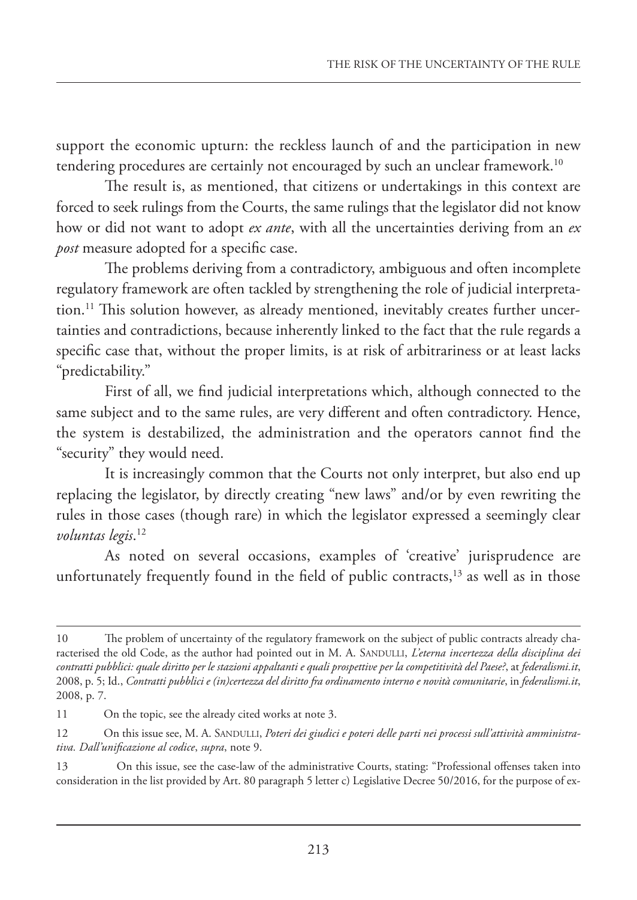support the economic upturn: the reckless launch of and the participation in new tendering procedures are certainly not encouraged by such an unclear framework.[10]

The result is, as mentioned, that citizens or undertakings in this context are forced to seek rulings from the Courts, the same rulings that the legislator did not know how or did not want to adopt *ex ante*, with all the uncertainties deriving from an *ex post* measure adopted for a specific case.

The problems deriving from a contradictory, ambiguous and often incomplete regulatory framework are often tackled by strengthening the role of judicial interpretation.[11] This solution however, as already mentioned, inevitably creates further uncertainties and contradictions, because inherently linked to the fact that the rule regards a specific case that, without the proper limits, is at risk of arbitrariness or at least lacks "predictability."

First of all, we find judicial interpretations which, although connected to the same subject and to the same rules, are very different and often contradictory. Hence, the system is destabilized, the administration and the operators cannot find the "security" they would need.

It is increasingly common that the Courts not only interpret, but also end up replacing the legislator, by directly creating "new laws" and/or by even rewriting the rules in those cases (though rare) in which the legislator expressed a seemingly clear *voluntas legis*.[12]

As noted on several occasions, examples of 'creative' jurisprudence are unfortunately frequently found in the field of public contracts,[13] as well as in those

---

10 The problem of uncertainty of the regulatory framework on the subject of public contracts already characterised the old Code, as the author had pointed out in M. A. Sandulli, *L'eterna incertezza della disciplina dei contratti pubblici: quale diritto per le stazioni appaltanti e quali prospettive per la competitività del Paese?*, at *federalismi.it*, 2008, p. 5; Id., *Contratti pubblici e (in)certezza del diritto fra ordinamento interno e novità comunitarie*, in *federalismi.it*, 2008, p. 7.

11 On the topic, see the already cited works at note 3.

12 On this issue see, M. A. Sandulli, *Poteri dei giudici e poteri delle parti nei processi sull'attività amministrativa. Dall'unificazione al codice*, *supra*, note 9.

13 On this issue, see the case-law of the administrative Courts, stating: "Professional offenses taken into consideration in the list provided by Art. 80 paragraph 5 letter c) Legislative Decree 50/2016, for the purpose of ex-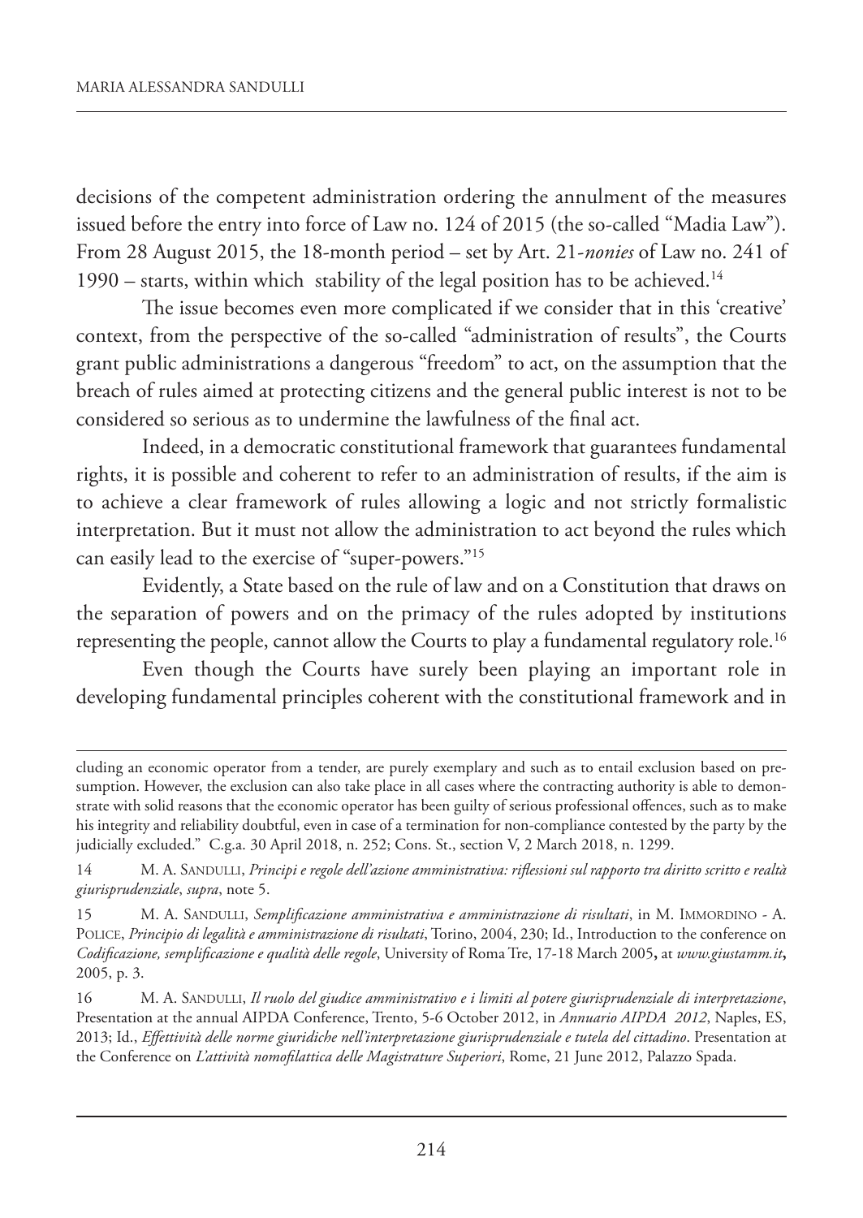decisions of the competent administration ordering the annulment of the measures issued before the entry into force of Law no. 124 of 2015 (the so-called "Madia Law"). From 28 August 2015, the 18-month period – set by Art. 21-*nonies* of Law no. 241 of 1990 – starts, within which stability of the legal position has to be achieved.[14]

The issue becomes even more complicated if we consider that in this 'creative' context, from the perspective of the so-called "administration of results", the Courts grant public administrations a dangerous "freedom" to act, on the assumption that the breach of rules aimed at protecting citizens and the general public interest is not to be considered so serious as to undermine the lawfulness of the final act.

Indeed, in a democratic constitutional framework that guarantees fundamental rights, it is possible and coherent to refer to an administration of results, if the aim is to achieve a clear framework of rules allowing a logic and not strictly formalistic interpretation. But it must not allow the administration to act beyond the rules which can easily lead to the exercise of "super-powers."[15]

Evidently, a State based on the rule of law and on a Constitution that draws on the separation of powers and on the primacy of the rules adopted by institutions representing the people, cannot allow the Courts to play a fundamental regulatory role.[16]

Even though the Courts have surely been playing an important role in developing fundamental principles coherent with the constitutional framework and in

---

cluding an economic operator from a tender, are purely exemplary and such as to entail exclusion based on presumption. However, the exclusion can also take place in all cases where the contracting authority is able to demonstrate with solid reasons that the economic operator has been guilty of serious professional offences, such as to make his integrity and reliability doubtful, even in case of a termination for non-compliance contested by the party by the judicially excluded." C.g.a. 30 April 2018, n. 252; Cons. St., section V, 2 March 2018, n. 1299.

14 M. A. Sandulli, *Principi e regole dell'azione amministrativa: riflessioni sul rapporto tra diritto scritto e realtà giurisprudenziale*, *supra*, note 5.

15 M. A. Sandulli, *Semplificazione amministrativa e amministrazione di risultati*, in M. Immordino - A. Police, *Principio di legalità e amministrazione di risultati*, Torino, 2004, 230; Id., Introduction to the conference on *Codificazione, semplificazione e qualità delle regole*, University of Roma Tre, 17-18 March 2005**,** at *www.giustamm.it***,** 2005, p. 3.

16 M. A. Sandulli, *Il ruolo del giudice amministrativo e i limiti al potere giurisprudenziale di interpretazione*, Presentation at the annual AIPDA Conference, Trento, 5-6 October 2012, in *Annuario AIPDA 2012*, Naples, ES, 2013; Id., *Effettività delle norme giuridiche nell'interpretazione giurisprudenziale e tutela del cittadino*. Presentation at the Conference on *L'attività nomofilattica delle Magistrature Superiori*, Rome, 21 June 2012, Palazzo Spada.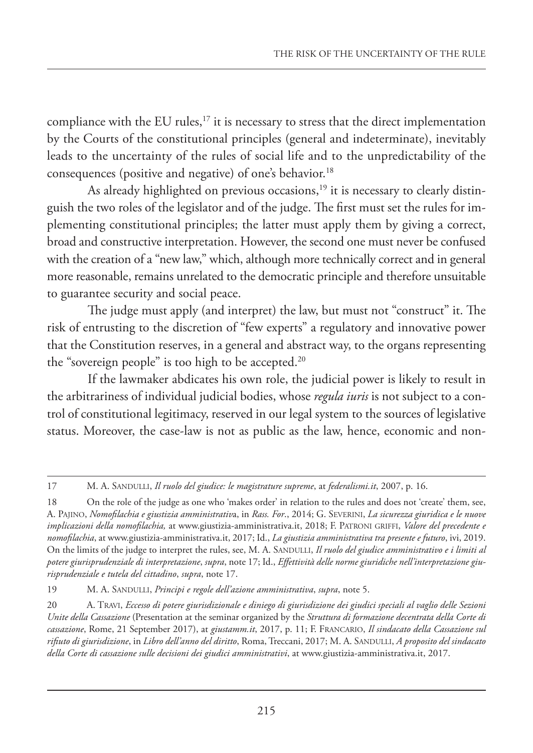compliance with the EU rules,[17] it is necessary to stress that the direct implementation by the Courts of the constitutional principles (general and indeterminate), inevitably leads to the uncertainty of the rules of social life and to the unpredictability of the consequences (positive and negative) of one's behavior.[18]

As already highlighted on previous occasions,[19] it is necessary to clearly distinguish the two roles of the legislator and of the judge. The first must set the rules for implementing constitutional principles; the latter must apply them by giving a correct, broad and constructive interpretation. However, the second one must never be confused with the creation of a "new law," which, although more technically correct and in general more reasonable, remains unrelated to the democratic principle and therefore unsuitable to guarantee security and social peace.

The judge must apply (and interpret) the law, but must not "construct" it. The risk of entrusting to the discretion of "few experts" a regulatory and innovative power that the Constitution reserves, in a general and abstract way, to the organs representing the "sovereign people" is too high to be accepted.[20]

If the lawmaker abdicates his own role, the judicial power is likely to result in the arbitrariness of individual judicial bodies, whose *regula iuris* is not subject to a control of constitutional legitimacy, reserved in our legal system to the sources of legislative status. Moreover, the case-law is not as public as the law, hence, economic and non-

---

17 M. A. Sandulli, *Il ruolo del giudice: le magistrature supreme*, at *federalismi.it*, 2007, p. 16.

18 On the role of the judge as one who 'makes order' in relation to the rules and does not 'create' them, see, A. Pajino, *Nomofilachia e giustizia amministrativa*, in *Rass. For*., 2014; G. Severini, *La sicurezza giuridica e le nuove implicazioni della nomofilachia,* at www.giustizia-amministrativa.it, 2018; F. Patroni griffi, *Valore del precedente e nomofilachia*, at www.giustizia-amministrativa.it, 2017; Id., *La giustizia amministrativa tra presente e futuro*, ivi, 2019. On the limits of the judge to interpret the rules, see, M. A. Sandulli, *Il ruolo del giudice amministrativo e i limiti al potere giurisprudenziale di interpretazione*, *supra*, note 17; Id., *Effettività delle norme giuridiche nell'interpretazione giurisprudenziale e tutela del cittadino*, *supra*, note 17.

19 M. A. Sandulli, *Principi e regole dell'azione amministrativa*, *supra*, note 5.

20 A. Travi, *Eccesso di potere giurisdizionale e diniego di giurisdizione dei giudici speciali al vaglio delle Sezioni Unite della Cassazione* (Presentation at the seminar organized by the *Struttura di formazione decentrata della Corte di cassazione*, Rome, 21 September 2017), at *giustamm.it*, 2017, p. 11; F. Francario, *Il sindacato della Cassazione sul rifiuto di giurisdizione*, in *Libro dell'anno del diritto*, Roma, Treccani, 2017; M. A. Sandulli, *A proposito del sindacato della Corte di cassazione sulle decisioni dei giudici amministrativi*, at www.giustizia-amministrativa.it, 2017.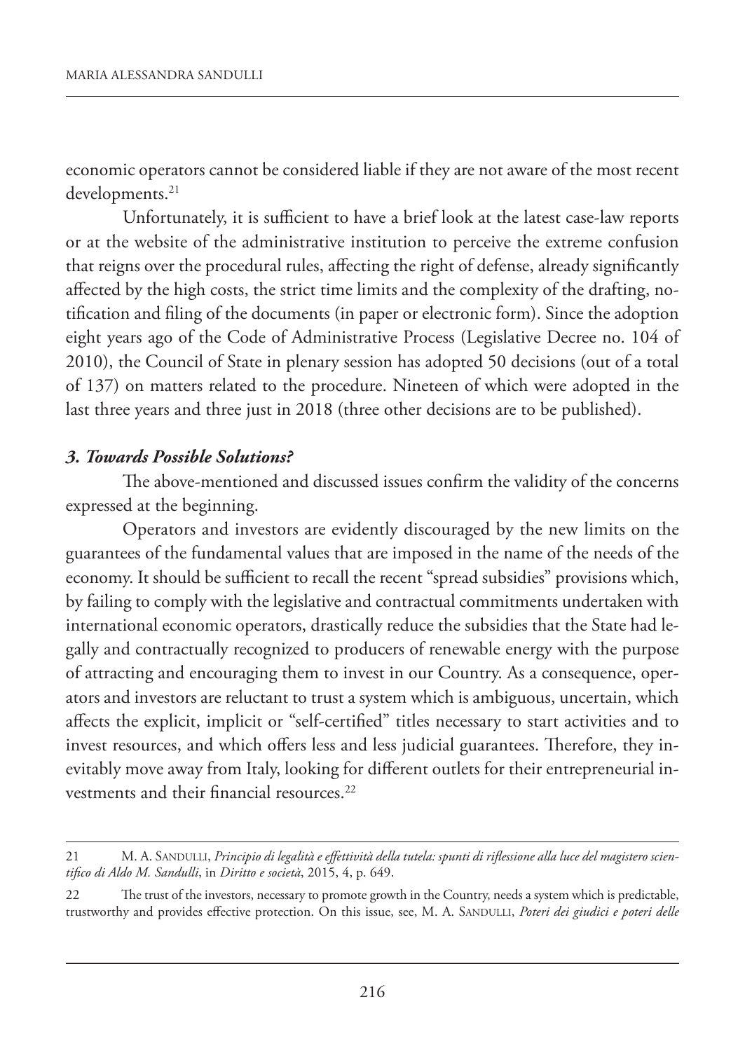economic operators cannot be considered liable if they are not aware of the most recent developments.[21]

Unfortunately, it is sufficient to have a brief look at the latest case-law reports or at the website of the administrative institution to perceive the extreme confusion that reigns over the procedural rules, affecting the right of defense, already significantly affected by the high costs, the strict time limits and the complexity of the drafting, notification and filing of the documents (in paper or electronic form). Since the adoption eight years ago of the Code of Administrative Process (Legislative Decree no. 104 of 2010), the Council of State in plenary session has adopted 50 decisions (out of a total of 137) on matters related to the procedure. Nineteen of which were adopted in the last three years and three just in 2018 (three other decisions are to be published).

### *3. Towards Possible Solutions?*

The above-mentioned and discussed issues confirm the validity of the concerns expressed at the beginning.

Operators and investors are evidently discouraged by the new limits on the guarantees of the fundamental values that are imposed in the name of the needs of the economy. It should be sufficient to recall the recent "spread subsidies" provisions which, by failing to comply with the legislative and contractual commitments undertaken with international economic operators, drastically reduce the subsidies that the State had legally and contractually recognized to producers of renewable energy with the purpose of attracting and encouraging them to invest in our Country. As a consequence, operators and investors are reluctant to trust a system which is ambiguous, uncertain, which affects the explicit, implicit or "self-certified" titles necessary to start activities and to invest resources, and which offers less and less judicial guarantees. Therefore, they inevitably move away from Italy, looking for different outlets for their entrepreneurial investments and their financial resources.[22]

---

21 M. A. Sandulli, *Principio di legalità e effettività della tutela: spunti di riflessione alla luce del magistero scientifico di Aldo M. Sandulli*, in *Diritto e società*, 2015, 4, p. 649.

22 The trust of the investors, necessary to promote growth in the Country, needs a system which is predictable, trustworthy and provides effective protection. On this issue, see, M. A. Sandulli, *Poteri dei giudici e poteri delle*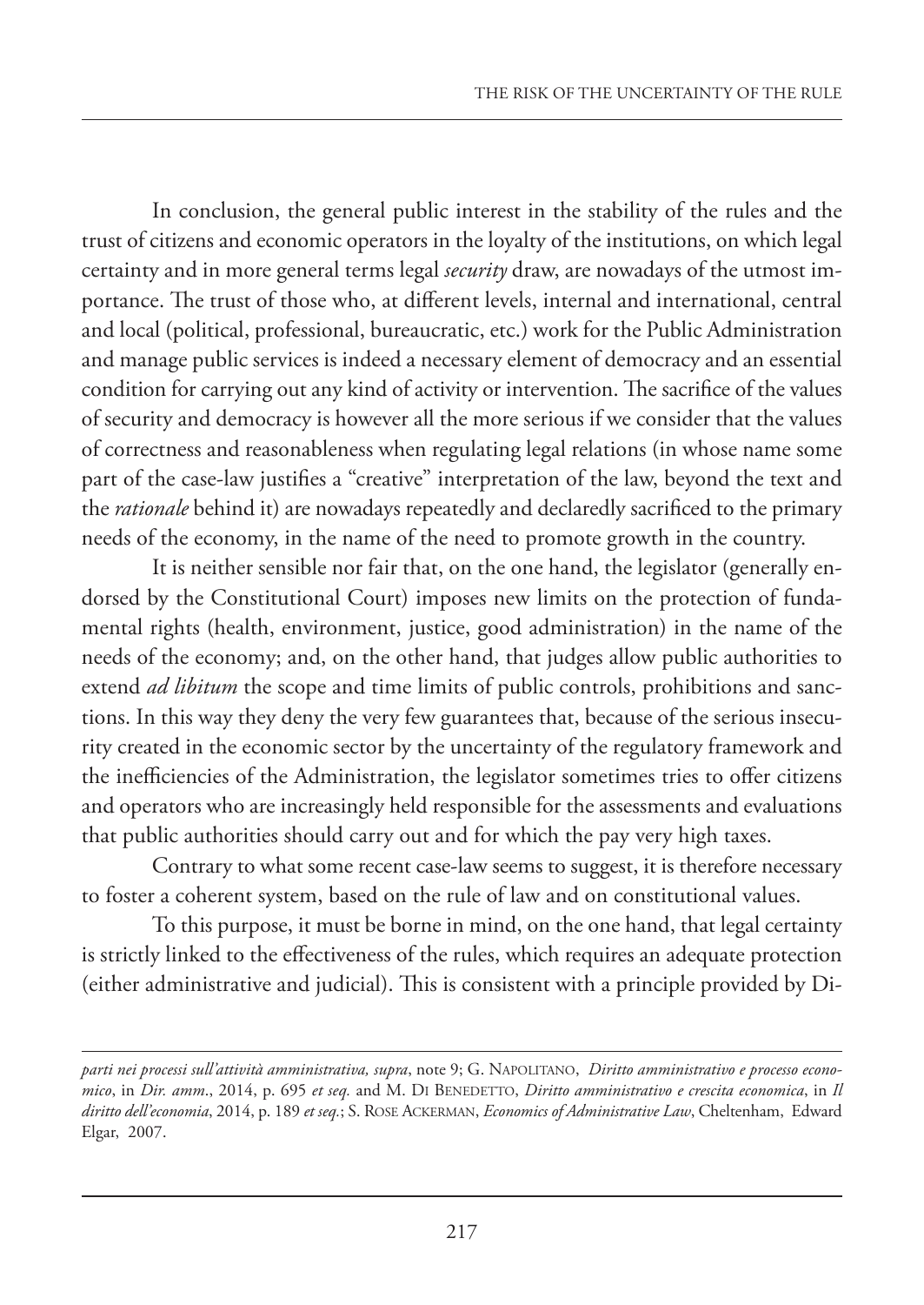In conclusion, the general public interest in the stability of the rules and the trust of citizens and economic operators in the loyalty of the institutions, on which legal certainty and in more general terms legal *security* draw, are nowadays of the utmost importance. The trust of those who, at different levels, internal and international, central and local (political, professional, bureaucratic, etc.) work for the Public Administration and manage public services is indeed a necessary element of democracy and an essential condition for carrying out any kind of activity or intervention. The sacrifice of the values of security and democracy is however all the more serious if we consider that the values of correctness and reasonableness when regulating legal relations (in whose name some part of the case-law justifies a "creative" interpretation of the law, beyond the text and the *rationale* behind it) are nowadays repeatedly and declaredly sacrificed to the primary needs of the economy, in the name of the need to promote growth in the country.

It is neither sensible nor fair that, on the one hand, the legislator (generally endorsed by the Constitutional Court) imposes new limits on the protection of fundamental rights (health, environment, justice, good administration) in the name of the needs of the economy; and, on the other hand, that judges allow public authorities to extend *ad libitum* the scope and time limits of public controls, prohibitions and sanctions. In this way they deny the very few guarantees that, because of the serious insecurity created in the economic sector by the uncertainty of the regulatory framework and the inefficiencies of the Administration, the legislator sometimes tries to offer citizens and operators who are increasingly held responsible for the assessments and evaluations that public authorities should carry out and for which the pay very high taxes.

Contrary to what some recent case-law seems to suggest, it is therefore necessary to foster a coherent system, based on the rule of law and on constitutional values.

To this purpose, it must be borne in mind, on the one hand, that legal certainty is strictly linked to the effectiveness of the rules, which requires an adequate protection (either administrative and judicial). This is consistent with a principle provided by Di-

---

*parti nei processi sull'attività amministrativa, supra*, note 9; G. Napolitano, *Diritto amministrativo e processo economico*, in *Dir. amm*., 2014, p. 695 *et seq.* and M. Di Benedetto, *Diritto amministrativo e crescita economica*, in *Il diritto dell'economia*, 2014, p. 189 *et seq.*; S. Rose Ackerman, *Economics of Administrative Law*, Cheltenham, Edward Elgar, 2007.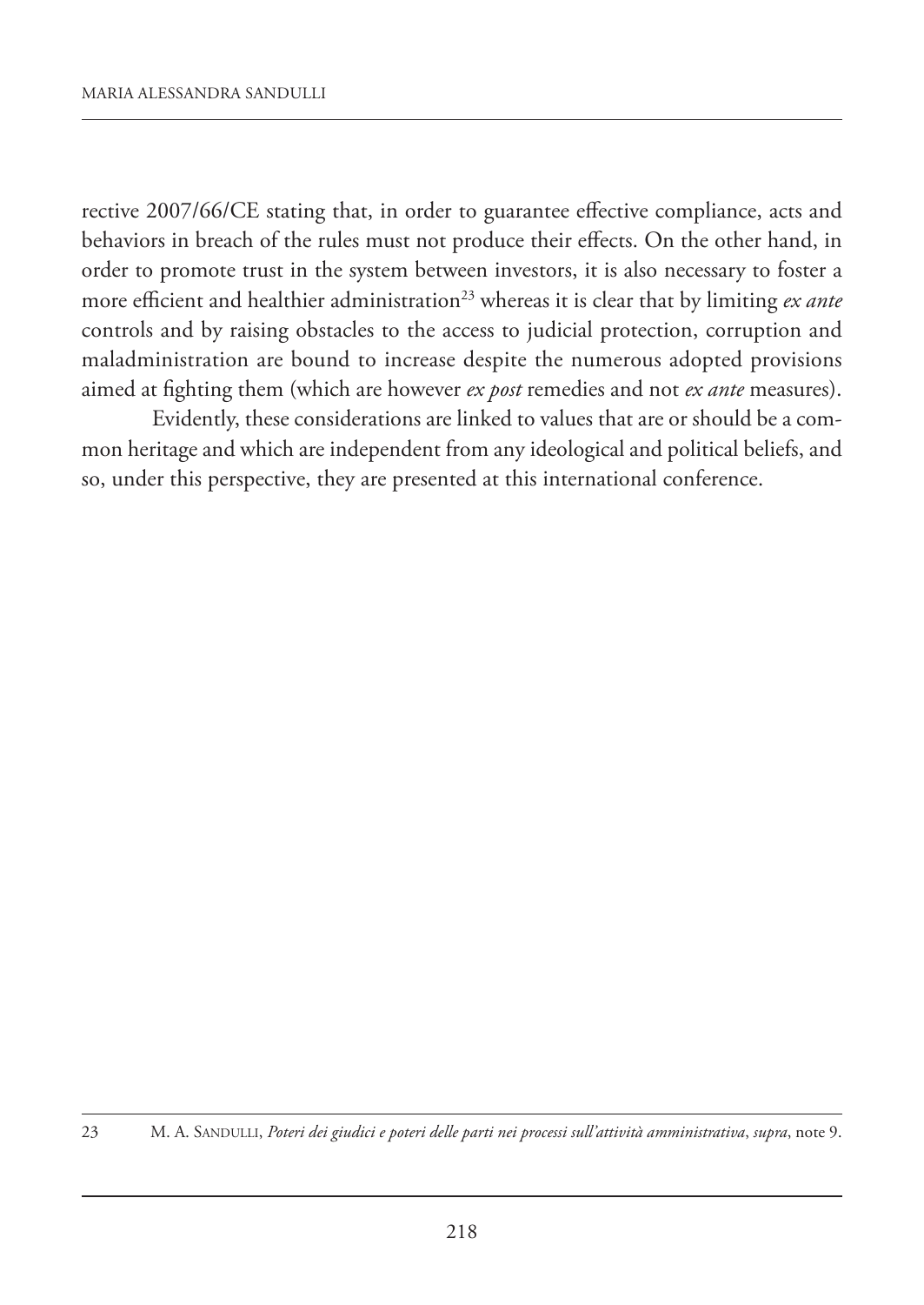rective 2007/66/CE stating that, in order to guarantee effective compliance, acts and behaviors in breach of the rules must not produce their effects. On the other hand, in order to promote trust in the system between investors, it is also necessary to foster a more efficient and healthier administration[23] whereas it is clear that by limiting *ex ante* controls and by raising obstacles to the access to judicial protection, corruption and maladministration are bound to increase despite the numerous adopted provisions aimed at fighting them (which are however *ex post* remedies and not *ex ante* measures).

Evidently, these considerations are linked to values that are or should be a common heritage and which are independent from any ideological and political beliefs, and so, under this perspective, they are presented at this international conference.

---

23 M. A. Sandulli, *Poteri dei giudici e poteri delle parti nei processi sull'attività amministrativa*, *supra*, note 9.